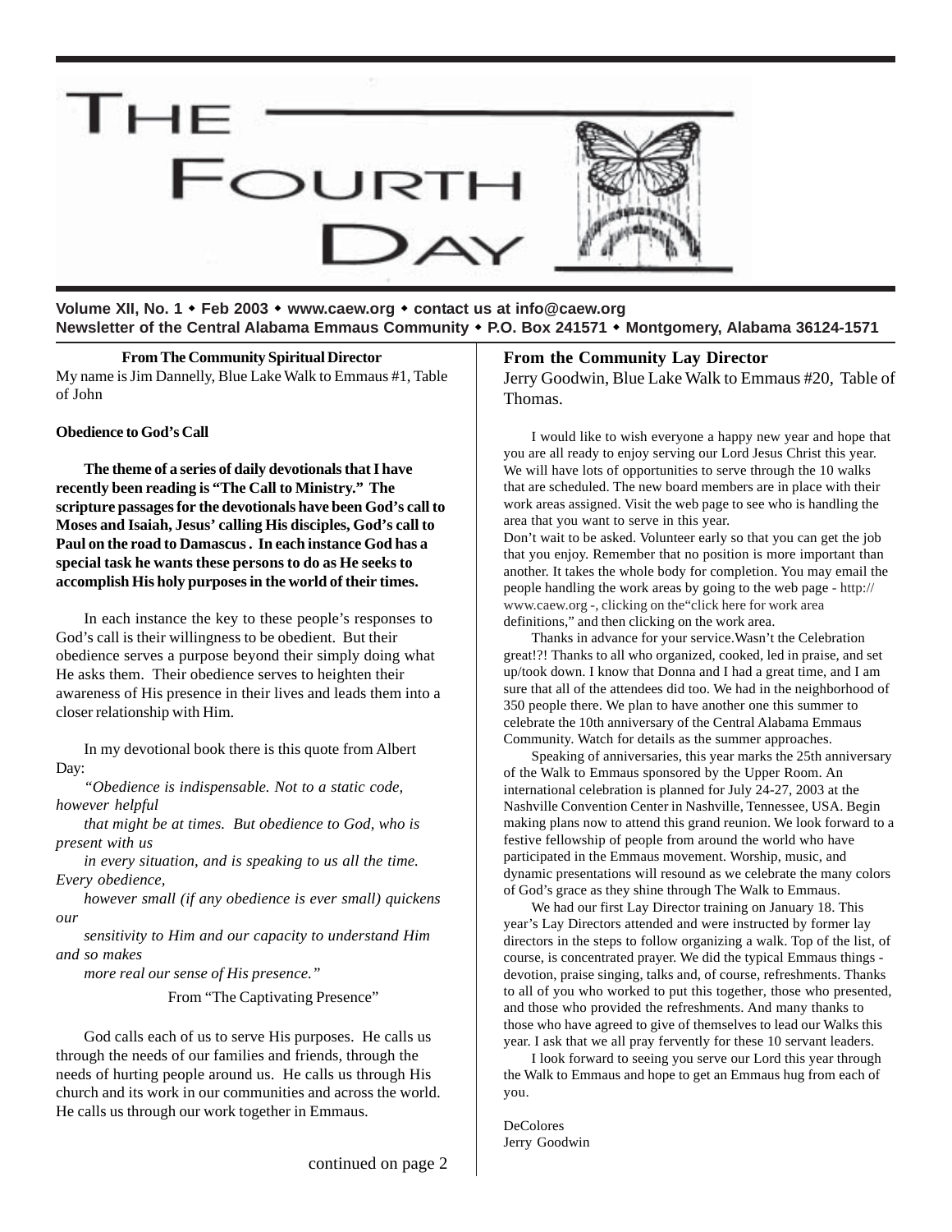# The Fourth Day

**Volume XII, No. 1 • Feb 2003 • www.caew.org • contact us at info@caew.org**
**Newsletter of the Central Alabama Emmaus Community • P.O. Box 241571 • Montgomery, Alabama 36124-1571**

### From The Community Spiritual Director

My name is Jim Dannelly, Blue Lake Walk to Emmaus #1, Table of John

**Obedience to God's Call**

**The theme of a series of daily devotionals that I have recently been reading is "The Call to Ministry." The scripture passages for the devotionals have been God's call to Moses and Isaiah, Jesus' calling His disciples, God's call to Paul on the road to Damascus . In each instance God has a special task he wants these persons to do as He seeks to accomplish His holy purposes in the world of their times.**

In each instance the key to these people's responses to God's call is their willingness to be obedient. But their obedience serves a purpose beyond their simply doing what He asks them. Their obedience serves to heighten their awareness of His presence in their lives and leads them into a closer relationship with Him.

In my devotional book there is this quote from Albert Day:

*"Obedience is indispensable. Not to a static code, however helpful*
*that might be at times. But obedience to God, who is present with us*
*in every situation, and is speaking to us all the time. Every obedience,*
*however small (if any obedience is ever small) quickens our*
*sensitivity to Him and our capacity to understand Him and so makes*
*more real our sense of His presence."*

From "The Captivating Presence"

God calls each of us to serve His purposes. He calls us through the needs of our families and friends, through the needs of hurting people around us. He calls us through His church and its work in our communities and across the world. He calls us through our work together in Emmaus.

continued on page 2

### From the Community Lay Director

Jerry Goodwin, Blue Lake Walk to Emmaus #20, Table of Thomas.

I would like to wish everyone a happy new year and hope that you are all ready to enjoy serving our Lord Jesus Christ this year. We will have lots of opportunities to serve through the 10 walks that are scheduled. The new board members are in place with their work areas assigned. Visit the web page to see who is handling the area that you want to serve in this year.
Don't wait to be asked. Volunteer early so that you can get the job that you enjoy. Remember that no position is more important than another. It takes the whole body for completion. You may email the people handling the work areas by going to the web page - http://www.caew.org -, clicking on the"click here for work area definitions," and then clicking on the work area.

Thanks in advance for your service.Wasn't the Celebration great!?! Thanks to all who organized, cooked, led in praise, and set up/took down. I know that Donna and I had a great time, and I am sure that all of the attendees did too. We had in the neighborhood of 350 people there. We plan to have another one this summer to celebrate the 10th anniversary of the Central Alabama Emmaus Community. Watch for details as the summer approaches.

Speaking of anniversaries, this year marks the 25th anniversary of the Walk to Emmaus sponsored by the Upper Room. An international celebration is planned for July 24-27, 2003 at the Nashville Convention Center in Nashville, Tennessee, USA. Begin making plans now to attend this grand reunion. We look forward to a festive fellowship of people from around the world who have participated in the Emmaus movement. Worship, music, and dynamic presentations will resound as we celebrate the many colors of God's grace as they shine through The Walk to Emmaus.

We had our first Lay Director training on January 18. This year's Lay Directors attended and were instructed by former lay directors in the steps to follow organizing a walk. Top of the list, of course, is concentrated prayer. We did the typical Emmaus things - devotion, praise singing, talks and, of course, refreshments. Thanks to all of you who worked to put this together, those who presented, and those who provided the refreshments. And many thanks to those who have agreed to give of themselves to lead our Walks this year. I ask that we all pray fervently for these 10 servant leaders.

I look forward to seeing you serve our Lord this year through the Walk to Emmaus and hope to get an Emmaus hug from each of you.

DeColores
Jerry Goodwin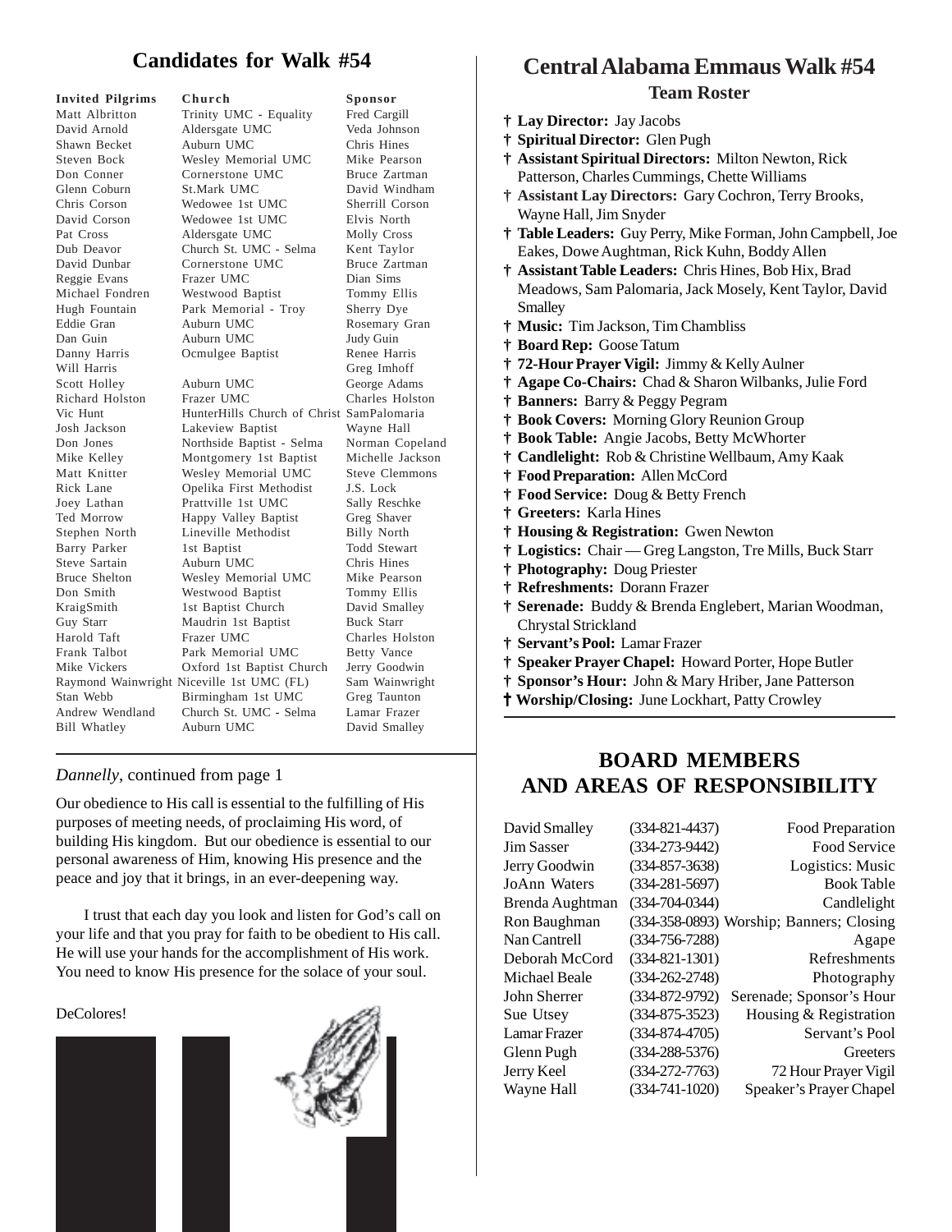## Candidates for Walk #54

| Invited Pilgrims | Church | Sponsor |
|---|---|---|
| Matt Albritton | Trinity UMC - Equality | Fred Cargill |
| David Arnold | Aldersgate UMC | Veda Johnson |
| Shawn Becket | Auburn UMC | Chris Hines |
| Steven Bock | Wesley Memorial UMC | Mike Pearson |
| Don Conner | Cornerstone UMC | Bruce Zartman |
| Glenn Coburn | St.Mark UMC | David Windham |
| Chris Corson | Wedowee 1st UMC | Sherrill Corson |
| David Corson | Wedowee 1st UMC | Elvis North |
| Pat Cross | Aldersgate UMC | Molly Cross |
| Dub Deavor | Church St. UMC - Selma | Kent Taylor |
| David Dunbar | Cornerstone UMC | Bruce Zartman |
| Reggie Evans | Frazer UMC | Dian Sims |
| Michael Fondren | Westwood Baptist | Tommy Ellis |
| Hugh Fountain | Park Memorial - Troy | Sherry Dye |
| Eddie Gran | Auburn UMC | Rosemary Gran |
| Dan Guin | Auburn UMC | Judy Guin |
| Danny Harris | Ocmulgee Baptist | Renee Harris |
| Will Harris | | Greg Imhoff |
| Scott Holley | Auburn UMC | George Adams |
| Richard Holston | Frazer UMC | Charles Holston |
| Vic Hunt | HunterHills Church of Christ | SamPalomaria |
| Josh Jackson | Lakeview Baptist | Wayne Hall |
| Don Jones | Northside Baptist - Selma | Norman Copeland |
| Mike Kelley | Montgomery 1st Baptist | Michelle Jackson |
| Matt Knitter | Wesley Memorial UMC | Steve Clemmons |
| Rick Lane | Opelika First Methodist | J.S. Lock |
| Joey Lathan | Prattville 1st UMC | Sally Reschke |
| Ted Morrow | Happy Valley Baptist | Greg Shaver |
| Stephen North | Lineville Methodist | Billy North |
| Barry Parker | 1st Baptist | Todd Stewart |
| Steve Sartain | Auburn UMC | Chris Hines |
| Bruce Shelton | Wesley Memorial UMC | Mike Pearson |
| Don Smith | Westwood Baptist | Tommy Ellis |
| KraigSmith | 1st Baptist Church | David Smalley |
| Guy Starr | Maudrin 1st Baptist | Buck Starr |
| Harold Taft | Frazer UMC | Charles Holston |
| Frank Talbot | Park Memorial UMC | Betty Vance |
| Mike Vickers | Oxford 1st Baptist Church | Jerry Goodwin |
| Raymond Wainwright | Niceville 1st UMC (FL) | Sam Wainwright |
| Stan Webb | Birmingham 1st UMC | Greg Taunton |
| Andrew Wendland | Church St. UMC - Selma | Lamar Frazer |
| Bill Whatley | Auburn UMC | David Smalley |

*Dannelly*, continued from page 1

Our obedience to His call is essential to the fulfilling of His purposes of meeting needs, of proclaiming His word, of building His kingdom. But our obedience is essential to our personal awareness of Him, knowing His presence and the peace and joy that it brings, in an ever-deepening way.

I trust that each day you look and listen for God's call on your life and that you pray for faith to be obedient to His call. He will use your hands for the accomplishment of His work. You need to know His presence for the solace of your soul.

DeColores!

## Central Alabama Emmaus Walk #54

### Team Roster

- † **Lay Director:** Jay Jacobs
- † **Spiritual Director:** Glen Pugh
- † **Assistant Spiritual Directors:** Milton Newton, Rick Patterson, Charles Cummings, Chette Williams
- † **Assistant Lay Directors:** Gary Cochron, Terry Brooks, Wayne Hall, Jim Snyder
- † **Table Leaders:** Guy Perry, Mike Forman, John Campbell, Joe Eakes, Dowe Aughtman, Rick Kuhn, Boddy Allen
- † **Assistant Table Leaders:** Chris Hines, Bob Hix, Brad Meadows, Sam Palomaria, Jack Mosely, Kent Taylor, David Smalley
- † **Music:** Tim Jackson, Tim Chambliss
- † **Board Rep:** Goose Tatum
- † **72-Hour Prayer Vigil:** Jimmy & Kelly Aulner
- † **Agape Co-Chairs:** Chad & Sharon Wilbanks, Julie Ford
- † **Banners:** Barry & Peggy Pegram
- † **Book Covers:** Morning Glory Reunion Group
- † **Book Table:** Angie Jacobs, Betty McWhorter
- † **Candlelight:** Rob & Christine Wellbaum, Amy Kaak
- † **Food Preparation:** Allen McCord
- † **Food Service:** Doug & Betty French
- † **Greeters:** Karla Hines
- † **Housing & Registration:** Gwen Newton
- † **Logistics:** Chair — Greg Langston, Tre Mills, Buck Starr
- † **Photography:** Doug Priester
- † **Refreshments:** Dorann Frazer
- † **Serenade:** Buddy & Brenda Englebert, Marian Woodman, Chrystal Strickland
- † **Servant's Pool:** Lamar Frazer
- † **Speaker Prayer Chapel:** Howard Porter, Hope Butler
- † **Sponsor's Hour:** John & Mary Hriber, Jane Patterson
- † **Worship/Closing:** June Lockhart, Patty Crowley

## BOARD MEMBERS AND AREAS OF RESPONSIBILITY

| Name | Phone | Area |
|---|---|---|
| David Smalley | (334-821-4437) | Food Preparation |
| Jim Sasser | (334-273-9442) | Food Service |
| Jerry Goodwin | (334-857-3638) | Logistics: Music |
| JoAnn Waters | (334-281-5697) | Book Table |
| Brenda Aughtman | (334-704-0344) | Candlelight |
| Ron Baughman | (334-358-0893) | Worship; Banners; Closing |
| Nan Cantrell | (334-756-7288) | Agape |
| Deborah McCord | (334-821-1301) | Refreshments |
| Michael Beale | (334-262-2748) | Photography |
| John Sherrer | (334-872-9792) | Serenade; Sponsor's Hour |
| Sue Utsey | (334-875-3523) | Housing & Registration |
| Lamar Frazer | (334-874-4705) | Servant's Pool |
| Glenn Pugh | (334-288-5376) | Greeters |
| Jerry Keel | (334-272-7763) | 72 Hour Prayer Vigil |
| Wayne Hall | (334-741-1020) | Speaker's Prayer Chapel |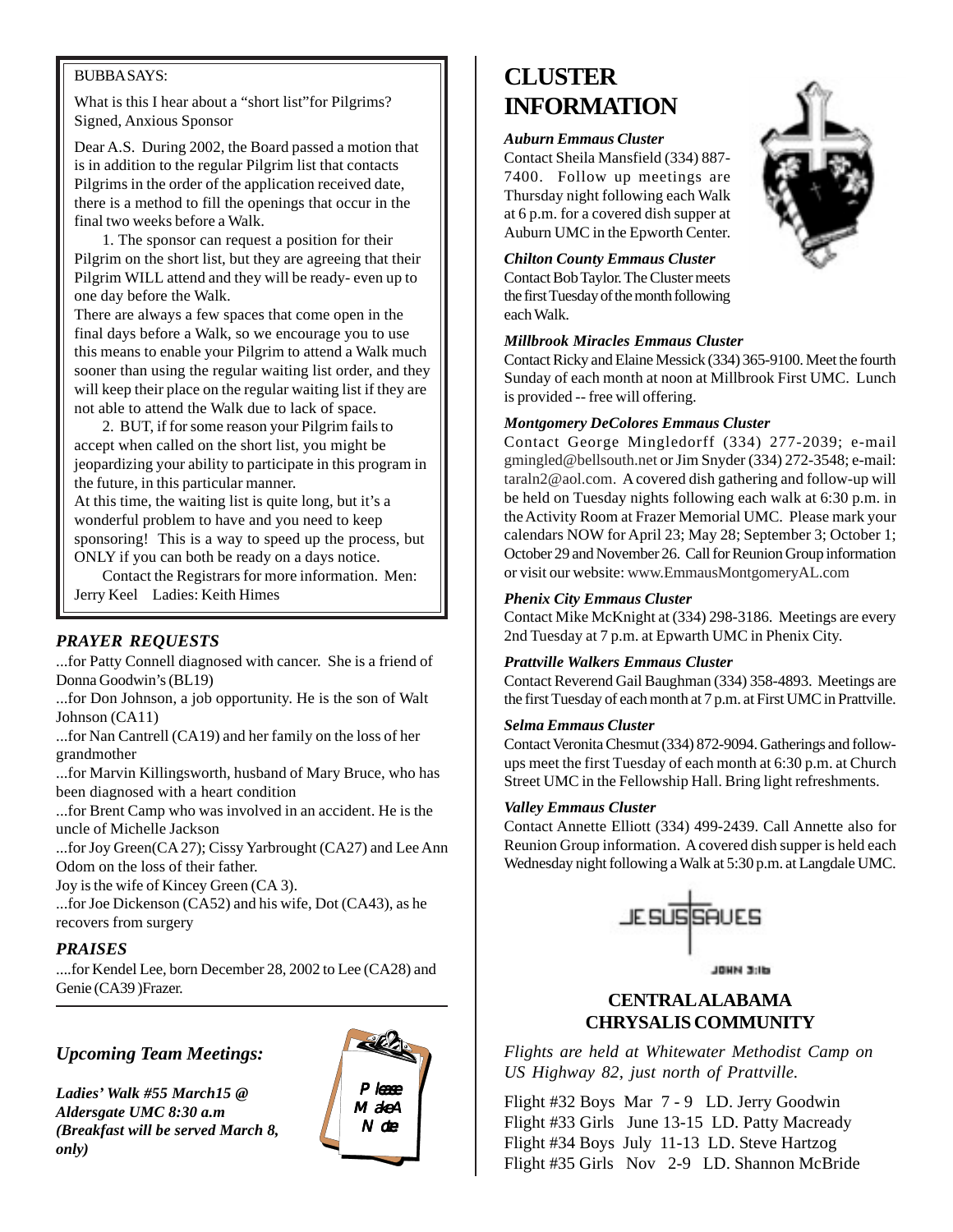BUBBA SAYS:

What is this I hear about a "short list" for Pilgrims?
Signed, Anxious Sponsor

Dear A.S. During 2002, the Board passed a motion that is in addition to the regular Pilgrim list that contacts Pilgrims in the order of the application received date, there is a method to fill the openings that occur in the final two weeks before a Walk.

1. The sponsor can request a position for their Pilgrim on the short list, but they are agreeing that their Pilgrim WILL attend and they will be ready- even up to one day before the Walk.

There are always a few spaces that come open in the final days before a Walk, so we encourage you to use this means to enable your Pilgrim to attend a Walk much sooner than using the regular waiting list order, and they will keep their place on the regular waiting list if they are not able to attend the Walk due to lack of space.

2. BUT, if for some reason your Pilgrim fails to accept when called on the short list, you might be jeopardizing your ability to participate in this program in the future, in this particular manner.

At this time, the waiting list is quite long, but it's a wonderful problem to have and you need to keep sponsoring! This is a way to speed up the process, but ONLY if you can both be ready on a days notice.

Contact the Registrars for more information. Men: Jerry Keel Ladies: Keith Himes

### *PRAYER REQUESTS*

...for Patty Connell diagnosed with cancer. She is a friend of Donna Goodwin's (BL19)

...for Don Johnson, a job opportunity. He is the son of Walt Johnson (CA11)

...for Nan Cantrell (CA19) and her family on the loss of her grandmother

...for Marvin Killingsworth, husband of Mary Bruce, who has been diagnosed with a heart condition

...for Brent Camp who was involved in an accident. He is the uncle of Michelle Jackson

...for Joy Green(CA 27); Cissy Yarbrought (CA27) and Lee Ann Odom on the loss of their father.

Joy is the wife of Kincey Green (CA 3).

...for Joe Dickenson (CA52) and his wife, Dot (CA43), as he recovers from surgery

### *PRAISES*

....for Kendel Lee, born December 28, 2002 to Lee (CA28) and Genie (CA39 )Frazer.

### *Upcoming Team Meetings:*

***Ladies' Walk #55 March15 @ Aldersgate UMC 8:30 a.m (Breakfast will be served March 8, only)***

Please Make A Note

# CLUSTER INFORMATION

***Auburn Emmaus Cluster***

Contact Sheila Mansfield (334) 887-7400. Follow up meetings are Thursday night following each Walk at 6 p.m. for a covered dish supper at Auburn UMC in the Epworth Center.

***Chilton County Emmaus Cluster***

Contact Bob Taylor. The Cluster meets the first Tuesday of the month following each Walk.

***Millbrook Miracles Emmaus Cluster***

Contact Ricky and Elaine Messick (334) 365-9100. Meet the fourth Sunday of each month at noon at Millbrook First UMC. Lunch is provided -- free will offering.

***Montgomery DeColores Emmaus Cluster***

Contact George Mingledorff (334) 277-2039; e-mail gmingled@bellsouth.net or Jim Snyder (334) 272-3548; e-mail: taraln2@aol.com. A covered dish gathering and follow-up will be held on Tuesday nights following each walk at 6:30 p.m. in the Activity Room at Frazer Memorial UMC. Please mark your calendars NOW for April 23; May 28; September 3; October 1; October 29 and November 26. Call for Reunion Group information or visit our website: www.EmmausMontgomeryAL.com

***Phenix City Emmaus Cluster***

Contact Mike McKnight at (334) 298-3186. Meetings are every 2nd Tuesday at 7 p.m. at Epwarth UMC in Phenix City.

***Prattville Walkers Emmaus Cluster***

Contact Reverend Gail Baughman (334) 358-4893. Meetings are the first Tuesday of each month at 7 p.m. at First UMC in Prattville.

***Selma Emmaus Cluster***

Contact Veronita Chesmut (334) 872-9094. Gatherings and follow-ups meet the first Tuesday of each month at 6:30 p.m. at Church Street UMC in the Fellowship Hall. Bring light refreshments.

***Valley Emmaus Cluster***

Contact Annette Elliott (334) 499-2439. Call Annette also for Reunion Group information. A covered dish supper is held each Wednesday night following a Walk at 5:30 p.m. at Langdale UMC.

JESUS SAVES

JOHN 3:16

## CENTRAL ALABAMA CHRYSALIS COMMUNITY

*Flights are held at Whitewater Methodist Camp on US Highway 82, just north of Prattville.*

Flight #32 Boys Mar 7 - 9 LD. Jerry Goodwin
Flight #33 Girls June 13-15 LD. Patty Macready
Flight #34 Boys July 11-13 LD. Steve Hartzog
Flight #35 Girls Nov 2-9 LD. Shannon McBride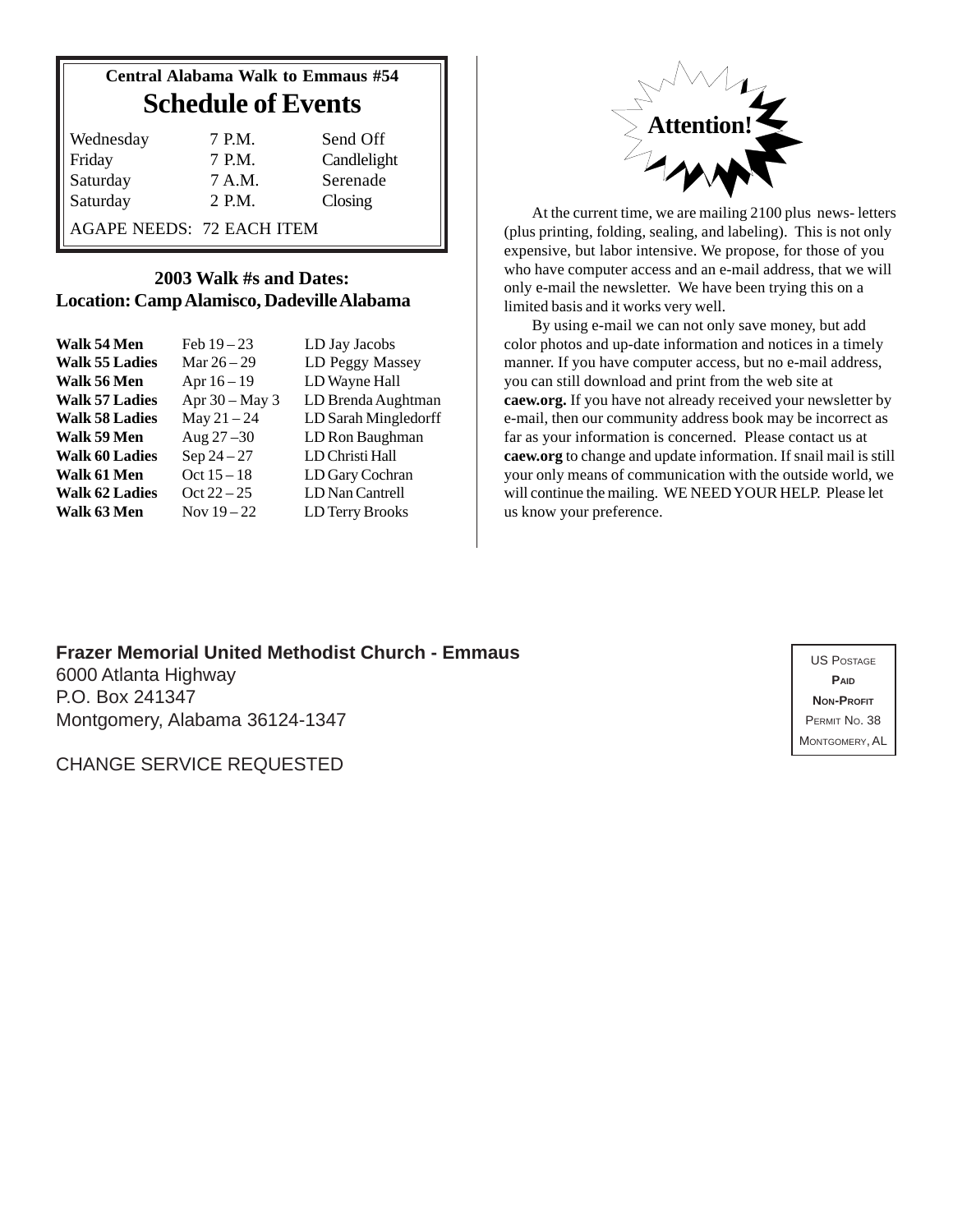## Central Alabama Walk to Emmaus #54

# Schedule of Events

| | | |
|---|---|---|
| Wednesday | 7 P.M. | Send Off |
| Friday | 7 P.M. | Candlelight |
| Saturday | 7 A.M. | Serenade |
| Saturday | 2 P.M. | Closing |

AGAPE NEEDS: 72 EACH ITEM

### 2003 Walk #s and Dates:
### Location: Camp Alamisco, Dadeville Alabama

| | | |
|---|---|---|
| **Walk 54 Men** | Feb 19 – 23 | LD Jay Jacobs |
| **Walk 55 Ladies** | Mar 26 – 29 | LD Peggy Massey |
| **Walk 56 Men** | Apr 16 – 19 | LD Wayne Hall |
| **Walk 57 Ladies** | Apr 30 – May 3 | LD Brenda Aughtman |
| **Walk 58 Ladies** | May 21 – 24 | LD Sarah Mingledorff |
| **Walk 59 Men** | Aug 27 –30 | LD Ron Baughman |
| **Walk 60 Ladies** | Sep 24 – 27 | LD Christi Hall |
| **Walk 61 Men** | Oct 15 – 18 | LD Gary Cochran |
| **Walk 62 Ladies** | Oct 22 – 25 | LD Nan Cantrell |
| **Walk 63 Men** | Nov 19 – 22 | LD Terry Brooks |

**Attention!**

At the current time, we are mailing 2100 plus news- letters (plus printing, folding, sealing, and labeling). This is not only expensive, but labor intensive. We propose, for those of you who have computer access and an e-mail address, that we will only e-mail the newsletter. We have been trying this on a limited basis and it works very well.

By using e-mail we can not only save money, but add color photos and up-date information and notices in a timely manner. If you have computer access, but no e-mail address, you can still download and print from the web site at **caew.org.** If you have not already received your newsletter by e-mail, then our community address book may be incorrect as far as your information is concerned. Please contact us at **caew.org** to change and update information. If snail mail is still your only means of communication with the outside world, we will continue the mailing. WE NEED YOUR HELP. Please let us know your preference.

**Frazer Memorial United Methodist Church - Emmaus**
6000 Atlanta Highway
P.O. Box 241347
Montgomery, Alabama 36124-1347

CHANGE SERVICE REQUESTED

US POSTAGE
**PAID**
**NON-PROFIT**
PERMIT NO. 38
MONTGOMERY, AL